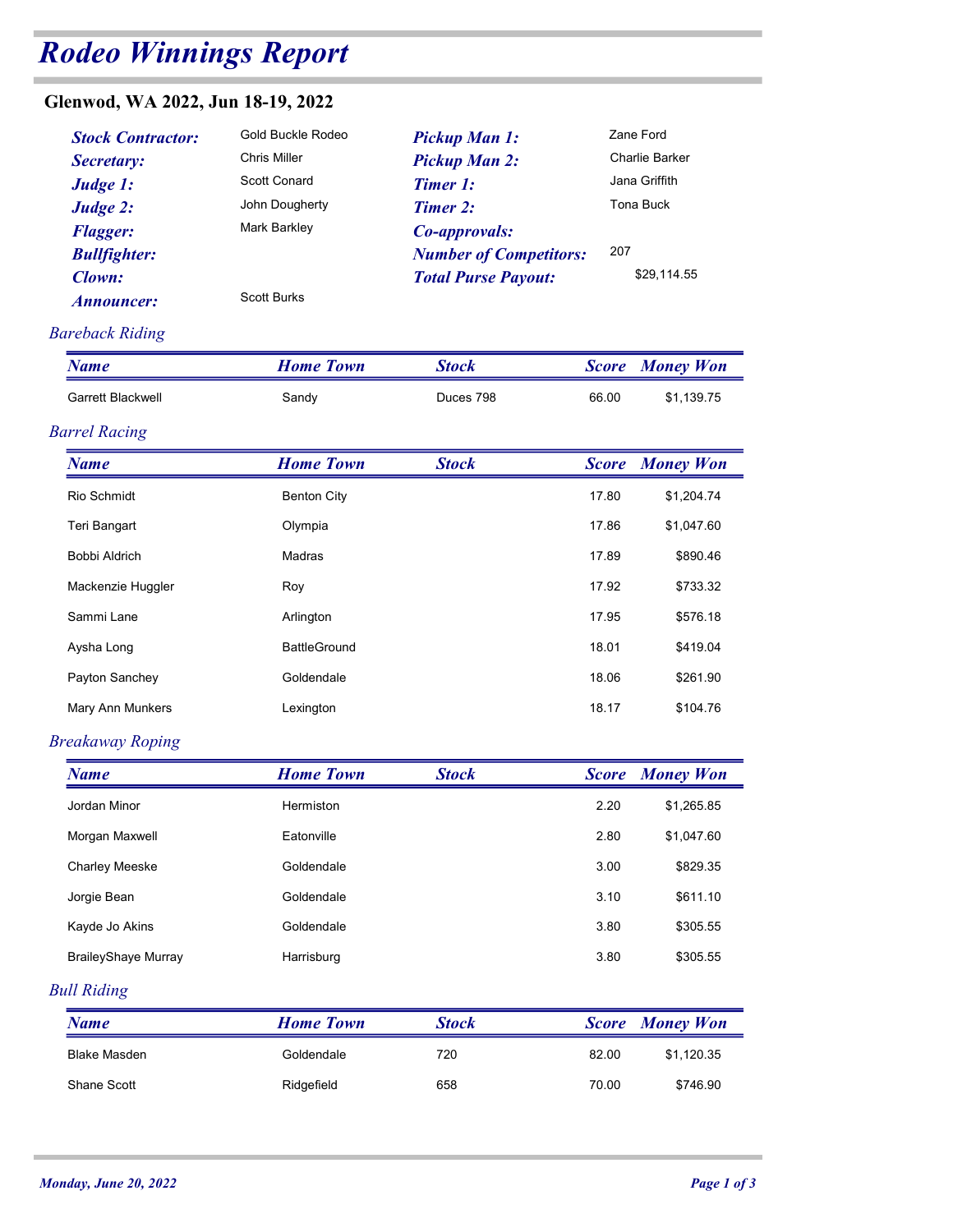# Rodeo Winnings Report

## Glenwod, WA 2022, Jun 18-19, 2022

| | | | |
|---|---|---|---|
| ***Stock Contractor:*** | Gold Buckle Rodeo | ***Pickup Man 1:*** | Zane Ford |
| ***Secretary:*** | Chris Miller | ***Pickup Man 2:*** | Charlie Barker |
| ***Judge 1:*** | Scott Conard | ***Timer 1:*** | Jana Griffith |
| ***Judge 2:*** | John Dougherty | ***Timer 2:*** | Tona Buck |
| ***Flagger:*** | Mark Barkley | ***Co-approvals:*** | |
| ***Bullfighter:*** | | ***Number of Competitors:*** | 207 |
| ***Clown:*** | | ***Total Purse Payout:*** | $29,114.55 |
| ***Announcer:*** | Scott Burks | | |

### *Bareback Riding*

| Name | Home Town | Stock | Score | Money Won |
|---|---|---|---|---|
| Garrett Blackwell | Sandy | Duces 798 | 66.00 | $1,139.75 |

### *Barrel Racing*

| Name | Home Town | Stock | Score | Money Won |
|---|---|---|---|---|
| Rio Schmidt | Benton City | | 17.80 | $1,204.74 |
| Teri Bangart | Olympia | | 17.86 | $1,047.60 |
| Bobbi Aldrich | Madras | | 17.89 | $890.46 |
| Mackenzie Huggler | Roy | | 17.92 | $733.32 |
| Sammi Lane | Arlington | | 17.95 | $576.18 |
| Aysha Long | BattleGround | | 18.01 | $419.04 |
| Payton Sanchey | Goldendale | | 18.06 | $261.90 |
| Mary Ann Munkers | Lexington | | 18.17 | $104.76 |

### *Breakaway Roping*

| Name | Home Town | Stock | Score | Money Won |
|---|---|---|---|---|
| Jordan Minor | Hermiston | | 2.20 | $1,265.85 |
| Morgan Maxwell | Eatonville | | 2.80 | $1,047.60 |
| Charley Meeske | Goldendale | | 3.00 | $829.35 |
| Jorgie Bean | Goldendale | | 3.10 | $611.10 |
| Kayde Jo Akins | Goldendale | | 3.80 | $305.55 |
| BraileyShaye Murray | Harrisburg | | 3.80 | $305.55 |

### *Bull Riding*

| Name | Home Town | Stock | Score | Money Won |
|---|---|---|---|---|
| Blake Masden | Goldendale | 720 | 82.00 | $1,120.35 |
| Shane Scott | Ridgefield | 658 | 70.00 | $746.90 |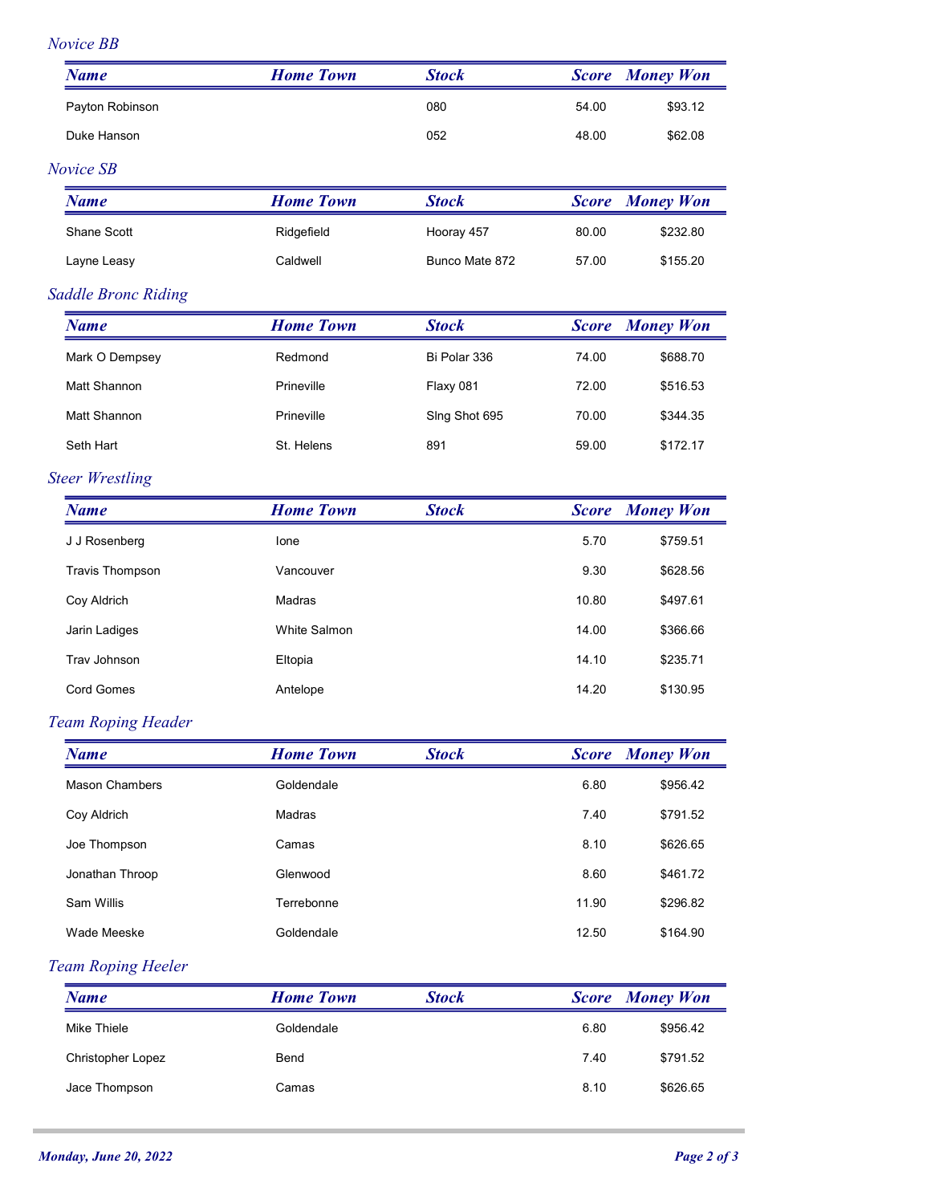## Novice BB

| Name | Home Town | Stock | Score | Money Won |
|---|---|---|---|---|
| Payton Robinson | | 080 | 54.00 | $93.12 |
| Duke Hanson | | 052 | 48.00 | $62.08 |

## Novice SB

| Name | Home Town | Stock | Score | Money Won |
|---|---|---|---|---|
| Shane Scott | Ridgefield | Hooray 457 | 80.00 | $232.80 |
| Layne Leasy | Caldwell | Bunco Mate 872 | 57.00 | $155.20 |

## Saddle Bronc Riding

| Name | Home Town | Stock | Score | Money Won |
|---|---|---|---|---|
| Mark O Dempsey | Redmond | Bi Polar 336 | 74.00 | $688.70 |
| Matt Shannon | Prineville | Flaxy 081 | 72.00 | $516.53 |
| Matt Shannon | Prineville | Slng Shot 695 | 70.00 | $344.35 |
| Seth Hart | St. Helens | 891 | 59.00 | $172.17 |

## Steer Wrestling

| Name | Home Town | Stock | Score | Money Won |
|---|---|---|---|---|
| J J Rosenberg | Ione | | 5.70 | $759.51 |
| Travis Thompson | Vancouver | | 9.30 | $628.56 |
| Coy Aldrich | Madras | | 10.80 | $497.61 |
| Jarin Ladiges | White Salmon | | 14.00 | $366.66 |
| Trav Johnson | Eltopia | | 14.10 | $235.71 |
| Cord Gomes | Antelope | | 14.20 | $130.95 |

## Team Roping Header

| Name | Home Town | Stock | Score | Money Won |
|---|---|---|---|---|
| Mason Chambers | Goldendale | | 6.80 | $956.42 |
| Coy Aldrich | Madras | | 7.40 | $791.52 |
| Joe Thompson | Camas | | 8.10 | $626.65 |
| Jonathan Throop | Glenwood | | 8.60 | $461.72 |
| Sam Willis | Terrebonne | | 11.90 | $296.82 |
| Wade Meeske | Goldendale | | 12.50 | $164.90 |

## Team Roping Heeler

| Name | Home Town | Stock | Score | Money Won |
|---|---|---|---|---|
| Mike Thiele | Goldendale | | 6.80 | $956.42 |
| Christopher Lopez | Bend | | 7.40 | $791.52 |
| Jace Thompson | Camas | | 8.10 | $626.65 |

*Monday, June 20, 2022*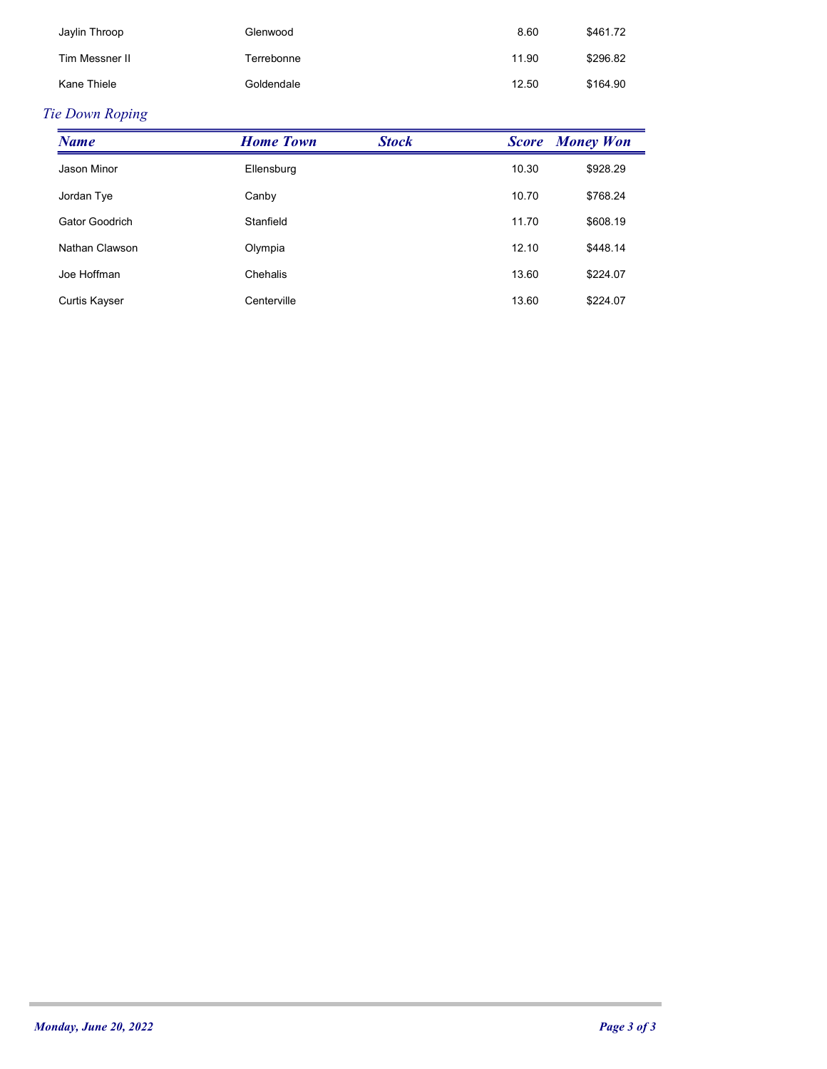| Name | Home Town | Stock | Score | Money Won |
|---|---|---|---|---|
| Jaylin Throop | Glenwood | | 8.60 | $461.72 |
| Tim Messner II | Terrebonne | | 11.90 | $296.82 |
| Kane Thiele | Goldendale | | 12.50 | $164.90 |

### *Tie Down Roping*

| Name | Home Town | Stock | Score | Money Won |
|---|---|---|---|---|
| Jason Minor | Ellensburg | | 10.30 | $928.29 |
| Jordan Tye | Canby | | 10.70 | $768.24 |
| Gator Goodrich | Stanfield | | 11.70 | $608.19 |
| Nathan Clawson | Olympia | | 12.10 | $448.14 |
| Joe Hoffman | Chehalis | | 13.60 | $224.07 |
| Curtis Kayser | Centerville | | 13.60 | $224.07 |

*Monday, June 20, 2022*